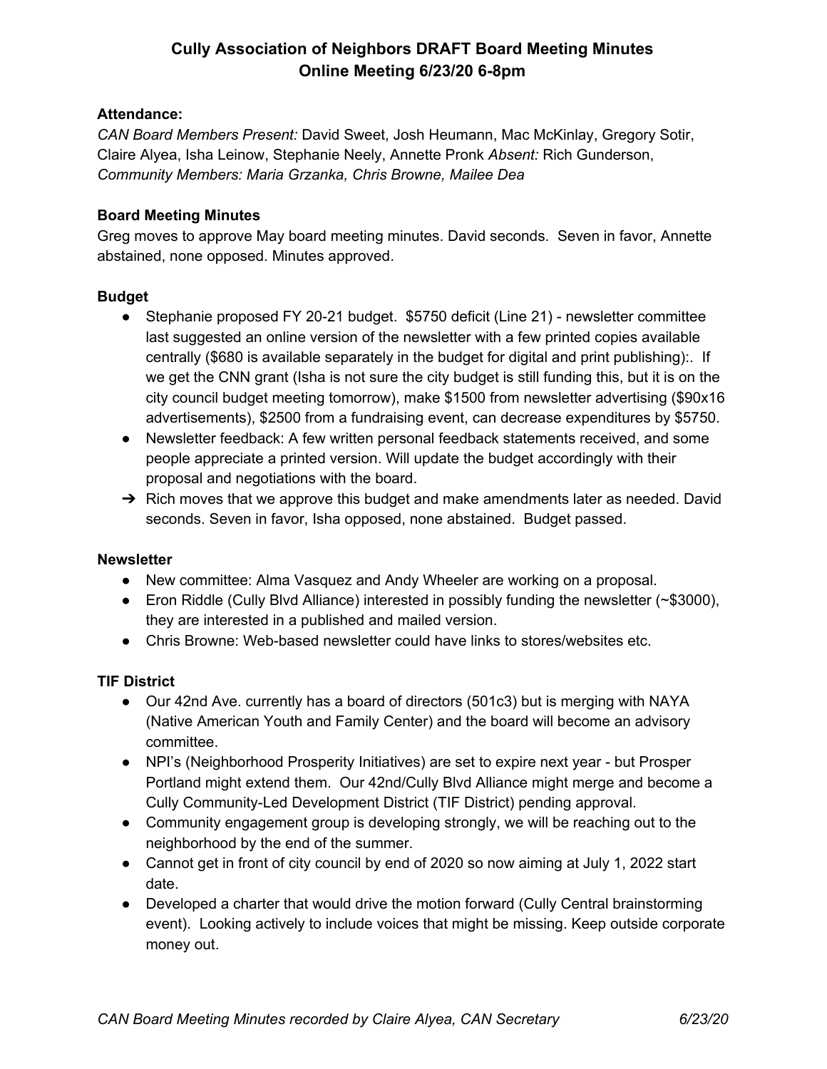# Cully Association of Neighbors DRAFT Board Meeting Minutes
## Online Meeting 6/23/20 6-8pm

### Attendance:

*CAN Board Members Present:* David Sweet, Josh Heumann, Mac McKinlay, Gregory Sotir, Claire Alyea, Isha Leinow, Stephanie Neely, Annette Pronk *Absent:* Rich Gunderson,
*Community Members: Maria Grzanka, Chris Browne, Mailee Dea*

### Board Meeting Minutes

Greg moves to approve May board meeting minutes. David seconds. Seven in favor, Annette abstained, none opposed. Minutes approved.

### Budget

- Stephanie proposed FY 20-21 budget. $5750 deficit (Line 21) - newsletter committee last suggested an online version of the newsletter with a few printed copies available centrally ($680 is available separately in the budget for digital and print publishing):. If we get the CNN grant (Isha is not sure the city budget is still funding this, but it is on the city council budget meeting tomorrow), make $1500 from newsletter advertising ($90x16 advertisements), $2500 from a fundraising event, can decrease expenditures by $5750.
- Newsletter feedback: A few written personal feedback statements received, and some people appreciate a printed version. Will update the budget accordingly with their proposal and negotiations with the board.
- ➔ Rich moves that we approve this budget and make amendments later as needed. David seconds. Seven in favor, Isha opposed, none abstained. Budget passed.

### Newsletter

- New committee: Alma Vasquez and Andy Wheeler are working on a proposal.
- Eron Riddle (Cully Blvd Alliance) interested in possibly funding the newsletter (~$3000), they are interested in a published and mailed version.
- Chris Browne: Web-based newsletter could have links to stores/websites etc.

### TIF District

- Our 42nd Ave. currently has a board of directors (501c3) but is merging with NAYA (Native American Youth and Family Center) and the board will become an advisory committee.
- NPI's (Neighborhood Prosperity Initiatives) are set to expire next year - but Prosper Portland might extend them. Our 42nd/Cully Blvd Alliance might merge and become a Cully Community-Led Development District (TIF District) pending approval.
- Community engagement group is developing strongly, we will be reaching out to the neighborhood by the end of the summer.
- Cannot get in front of city council by end of 2020 so now aiming at July 1, 2022 start date.
- Developed a charter that would drive the motion forward (Cully Central brainstorming event). Looking actively to include voices that might be missing. Keep outside corporate money out.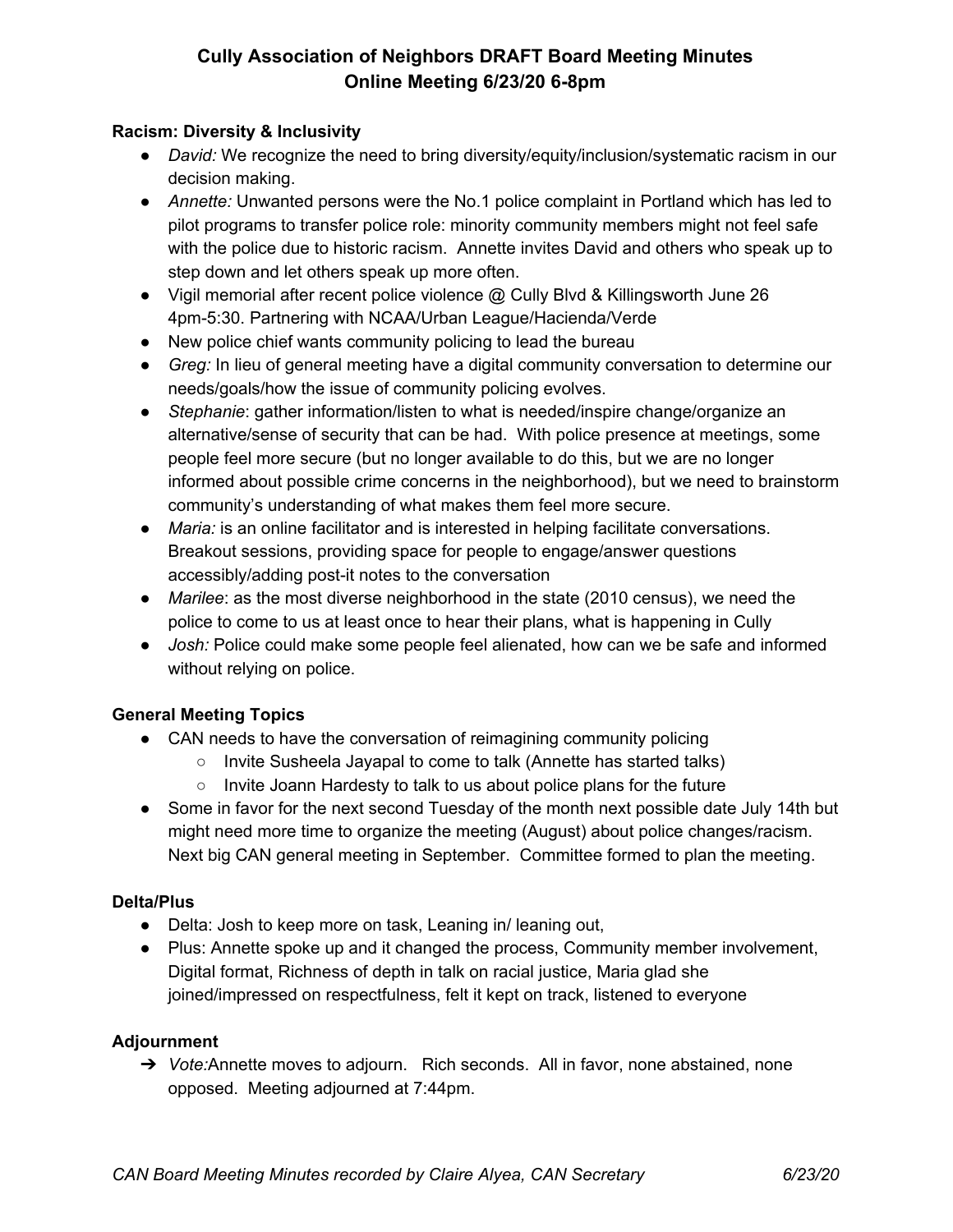# Cully Association of Neighbors DRAFT Board Meeting Minutes
# Online Meeting 6/23/20 6-8pm

### Racism: Diversity & Inclusivity

- *David:* We recognize the need to bring diversity/equity/inclusion/systematic racism in our decision making.
- *Annette:* Unwanted persons were the No.1 police complaint in Portland which has led to pilot programs to transfer police role: minority community members might not feel safe with the police due to historic racism. Annette invites David and others who speak up to step down and let others speak up more often.
- Vigil memorial after recent police violence @ Cully Blvd & Killingsworth June 26 4pm-5:30. Partnering with NCAA/Urban League/Hacienda/Verde
- New police chief wants community policing to lead the bureau
- *Greg:* In lieu of general meeting have a digital community conversation to determine our needs/goals/how the issue of community policing evolves.
- *Stephanie*: gather information/listen to what is needed/inspire change/organize an alternative/sense of security that can be had. With police presence at meetings, some people feel more secure (but no longer available to do this, but we are no longer informed about possible crime concerns in the neighborhood), but we need to brainstorm community's understanding of what makes them feel more secure.
- *Maria:* is an online facilitator and is interested in helping facilitate conversations. Breakout sessions, providing space for people to engage/answer questions accessibly/adding post-it notes to the conversation
- *Marilee*: as the most diverse neighborhood in the state (2010 census), we need the police to come to us at least once to hear their plans, what is happening in Cully
- *Josh:* Police could make some people feel alienated, how can we be safe and informed without relying on police.

### General Meeting Topics

- CAN needs to have the conversation of reimagining community policing
  - Invite Susheela Jayapal to come to talk (Annette has started talks)
  - Invite Joann Hardesty to talk to us about police plans for the future
- Some in favor for the next second Tuesday of the month next possible date July 14th but might need more time to organize the meeting (August) about police changes/racism. Next big CAN general meeting in September. Committee formed to plan the meeting.

### Delta/Plus

- Delta: Josh to keep more on task, Leaning in/ leaning out,
- Plus: Annette spoke up and it changed the process, Community member involvement, Digital format, Richness of depth in talk on racial justice, Maria glad she joined/impressed on respectfulness, felt it kept on track, listened to everyone

### Adjournment

➔ *Vote:*Annette moves to adjourn. Rich seconds. All in favor, none abstained, none opposed. Meeting adjourned at 7:44pm.

*CAN Board Meeting Minutes recorded by Claire Alyea, CAN Secretary* *6/23/20*